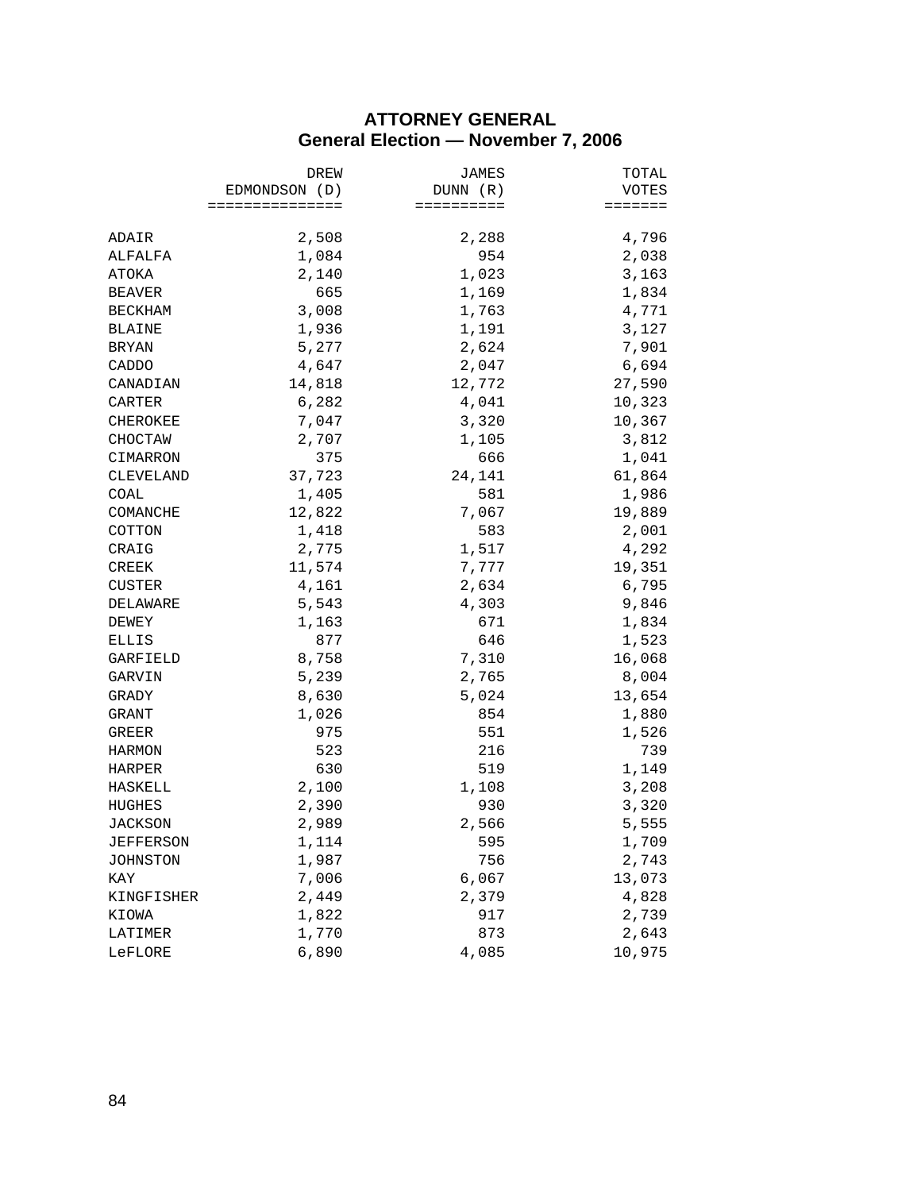# ATTORNEY GENERAL
## General Election — November 7, 2006

| | DREW EDMONDSON (D) | JAMES DUNN (R) | TOTAL VOTES |
|---|---:|---:|---:|
| ADAIR | 2,508 | 2,288 | 4,796 |
| ALFALFA | 1,084 | 954 | 2,038 |
| ATOKA | 2,140 | 1,023 | 3,163 |
| BEAVER | 665 | 1,169 | 1,834 |
| BECKHAM | 3,008 | 1,763 | 4,771 |
| BLAINE | 1,936 | 1,191 | 3,127 |
| BRYAN | 5,277 | 2,624 | 7,901 |
| CADDO | 4,647 | 2,047 | 6,694 |
| CANADIAN | 14,818 | 12,772 | 27,590 |
| CARTER | 6,282 | 4,041 | 10,323 |
| CHEROKEE | 7,047 | 3,320 | 10,367 |
| CHOCTAW | 2,707 | 1,105 | 3,812 |
| CIMARRON | 375 | 666 | 1,041 |
| CLEVELAND | 37,723 | 24,141 | 61,864 |
| COAL | 1,405 | 581 | 1,986 |
| COMANCHE | 12,822 | 7,067 | 19,889 |
| COTTON | 1,418 | 583 | 2,001 |
| CRAIG | 2,775 | 1,517 | 4,292 |
| CREEK | 11,574 | 7,777 | 19,351 |
| CUSTER | 4,161 | 2,634 | 6,795 |
| DELAWARE | 5,543 | 4,303 | 9,846 |
| DEWEY | 1,163 | 671 | 1,834 |
| ELLIS | 877 | 646 | 1,523 |
| GARFIELD | 8,758 | 7,310 | 16,068 |
| GARVIN | 5,239 | 2,765 | 8,004 |
| GRADY | 8,630 | 5,024 | 13,654 |
| GRANT | 1,026 | 854 | 1,880 |
| GREER | 975 | 551 | 1,526 |
| HARMON | 523 | 216 | 739 |
| HARPER | 630 | 519 | 1,149 |
| HASKELL | 2,100 | 1,108 | 3,208 |
| HUGHES | 2,390 | 930 | 3,320 |
| JACKSON | 2,989 | 2,566 | 5,555 |
| JEFFERSON | 1,114 | 595 | 1,709 |
| JOHNSTON | 1,987 | 756 | 2,743 |
| KAY | 7,006 | 6,067 | 13,073 |
| KINGFISHER | 2,449 | 2,379 | 4,828 |
| KIOWA | 1,822 | 917 | 2,739 |
| LATIMER | 1,770 | 873 | 2,643 |
| LeFLORE | 6,890 | 4,085 | 10,975 |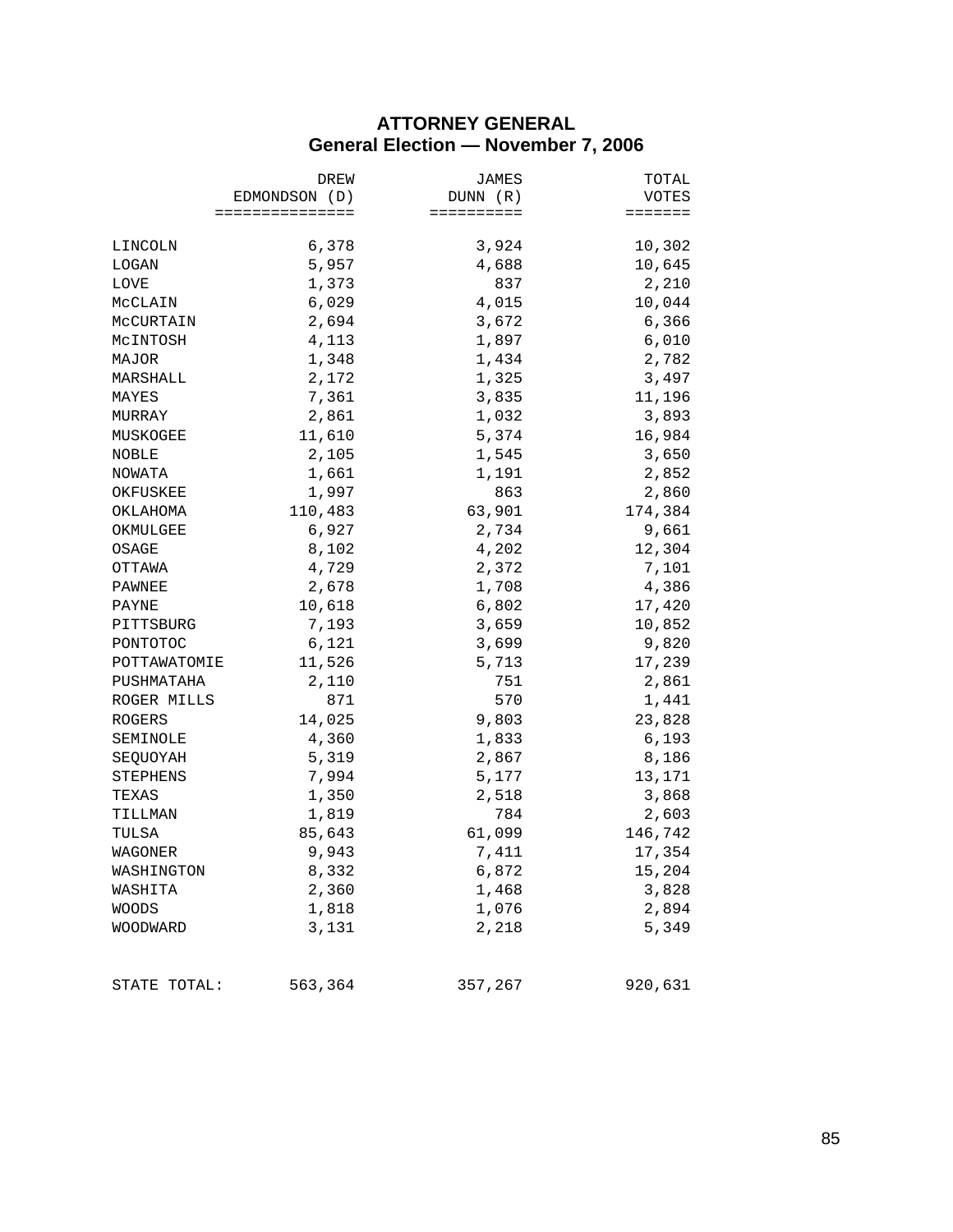# ATTORNEY GENERAL
## General Election — November 7, 2006

| | DREW EDMONDSON (D) | JAMES DUNN (R) | TOTAL VOTES |
|---|---:|---:|---:|
| LINCOLN | 6,378 | 3,924 | 10,302 |
| LOGAN | 5,957 | 4,688 | 10,645 |
| LOVE | 1,373 | 837 | 2,210 |
| McCLAIN | 6,029 | 4,015 | 10,044 |
| McCURTAIN | 2,694 | 3,672 | 6,366 |
| McINTOSH | 4,113 | 1,897 | 6,010 |
| MAJOR | 1,348 | 1,434 | 2,782 |
| MARSHALL | 2,172 | 1,325 | 3,497 |
| MAYES | 7,361 | 3,835 | 11,196 |
| MURRAY | 2,861 | 1,032 | 3,893 |
| MUSKOGEE | 11,610 | 5,374 | 16,984 |
| NOBLE | 2,105 | 1,545 | 3,650 |
| NOWATA | 1,661 | 1,191 | 2,852 |
| OKFUSKEE | 1,997 | 863 | 2,860 |
| OKLAHOMA | 110,483 | 63,901 | 174,384 |
| OKMULGEE | 6,927 | 2,734 | 9,661 |
| OSAGE | 8,102 | 4,202 | 12,304 |
| OTTAWA | 4,729 | 2,372 | 7,101 |
| PAWNEE | 2,678 | 1,708 | 4,386 |
| PAYNE | 10,618 | 6,802 | 17,420 |
| PITTSBURG | 7,193 | 3,659 | 10,852 |
| PONTOTOC | 6,121 | 3,699 | 9,820 |
| POTTAWATOMIE | 11,526 | 5,713 | 17,239 |
| PUSHMATAHA | 2,110 | 751 | 2,861 |
| ROGER MILLS | 871 | 570 | 1,441 |
| ROGERS | 14,025 | 9,803 | 23,828 |
| SEMINOLE | 4,360 | 1,833 | 6,193 |
| SEQUOYAH | 5,319 | 2,867 | 8,186 |
| STEPHENS | 7,994 | 5,177 | 13,171 |
| TEXAS | 1,350 | 2,518 | 3,868 |
| TILLMAN | 1,819 | 784 | 2,603 |
| TULSA | 85,643 | 61,099 | 146,742 |
| WAGONER | 9,943 | 7,411 | 17,354 |
| WASHINGTON | 8,332 | 6,872 | 15,204 |
| WASHITA | 2,360 | 1,468 | 3,828 |
| WOODS | 1,818 | 1,076 | 2,894 |
| WOODWARD | 3,131 | 2,218 | 5,349 |
| STATE TOTAL: | 563,364 | 357,267 | 920,631 |